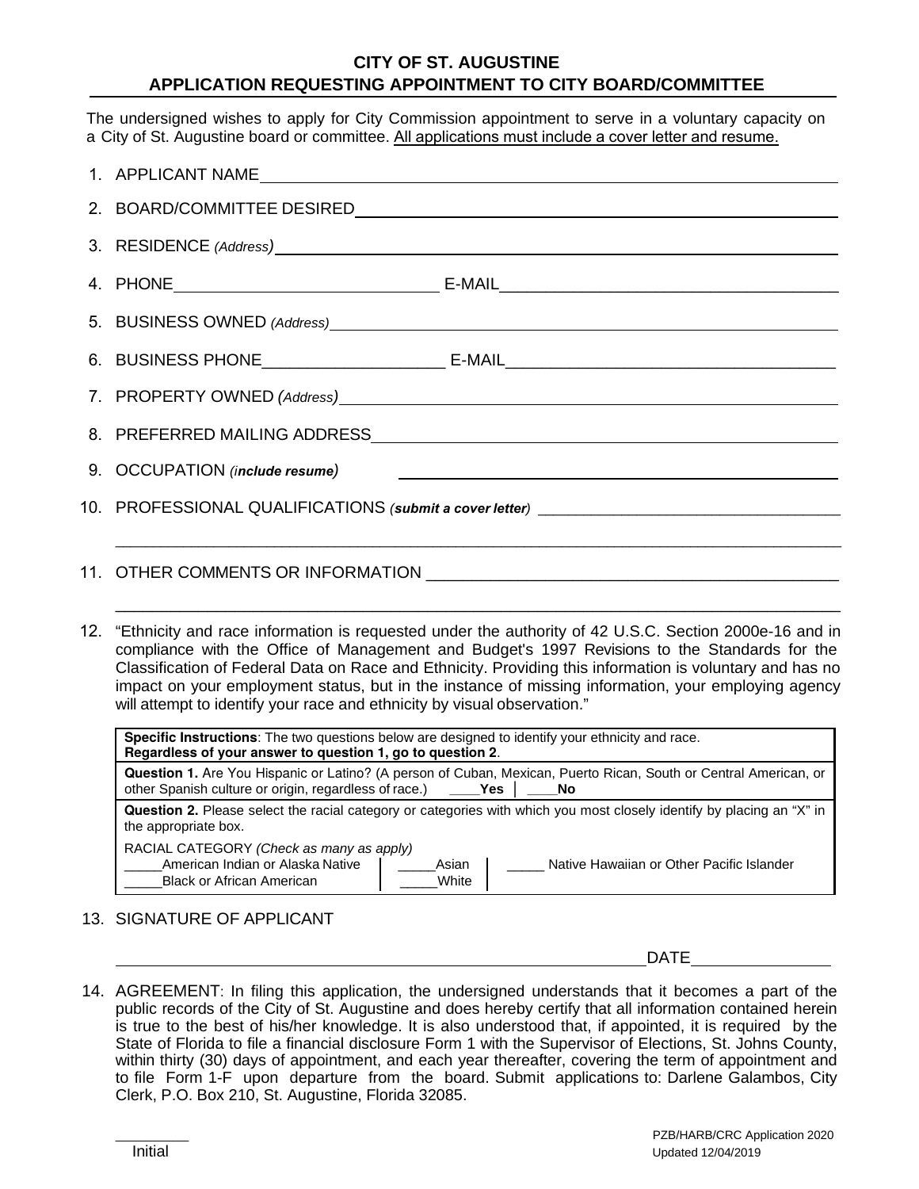# CITY OF ST. AUGUSTINE
## APPLICATION REQUESTING APPOINTMENT TO CITY BOARD/COMMITTEE

The undersigned wishes to apply for City Commission appointment to serve in a voluntary capacity on a City of St. Augustine board or committee. All applications must include a cover letter and resume.

1. APPLICANT NAME ______________________________
2. BOARD/COMMITTEE DESIRED ______________________________
3. RESIDENCE *(Address)* ______________________________
4. PHONE ______________________________ E-MAIL ______________________________
5. BUSINESS OWNED *(Address)* ______________________________
6. BUSINESS PHONE ____________________ E-MAIL ______________________________
7. PROPERTY OWNED *(Address)* ______________________________
8. PREFERRED MAILING ADDRESS ______________________________
9. OCCUPATION *(**include resume**)* ______________________________
10. PROFESSIONAL QUALIFICATIONS *(**submit a cover letter**)* ______________________________

    ______________________________________________________________________
11. OTHER COMMENTS OR INFORMATION ______________________________

    ______________________________________________________________________
12. "Ethnicity and race information is requested under the authority of 42 U.S.C. Section 2000e-16 and in compliance with the Office of Management and Budget's 1997 Revisions to the Standards for the Classification of Federal Data on Race and Ethnicity. Providing this information is voluntary and has no impact on your employment status, but in the instance of missing information, your employing agency will attempt to identify your race and ethnicity by visual observation."

**Specific Instructions**: The two questions below are designed to identify your ethnicity and race. **Regardless of your answer to question 1, go to question 2**.

**Question 1.** Are You Hispanic or Latino? (A person of Cuban, Mexican, Puerto Rican, South or Central American, or other Spanish culture or origin, regardless of race.) ____**Yes** | ____**No**

**Question 2.** Please select the racial category or categories with which you most closely identify by placing an "X" in the appropriate box.

RACIAL CATEGORY *(Check as many as apply)*

| | | |
|---|---|---|
| _____American Indian or Alaska Native | _____Asian | _____ Native Hawaiian or Other Pacific Islander |
| _____Black or African American | _____White | |

13. SIGNATURE OF APPLICANT

    ______________________________________________ DATE ______________

14. AGREEMENT: In filing this application, the undersigned understands that it becomes a part of the public records of the City of St. Augustine and does hereby certify that all information contained herein is true to the best of his/her knowledge. It is also understood that, if appointed, it is required by the State of Florida to file a financial disclosure Form 1 with the Supervisor of Elections, St. Johns County, within thirty (30) days of appointment, and each year thereafter, covering the term of appointment and to file Form 1-F upon departure from the board. Submit applications to: Darlene Galambos, City Clerk, P.O. Box 210, St. Augustine, Florida 32085.

________
Initial

PZB/HARB/CRC Application 2020
Updated 12/04/2019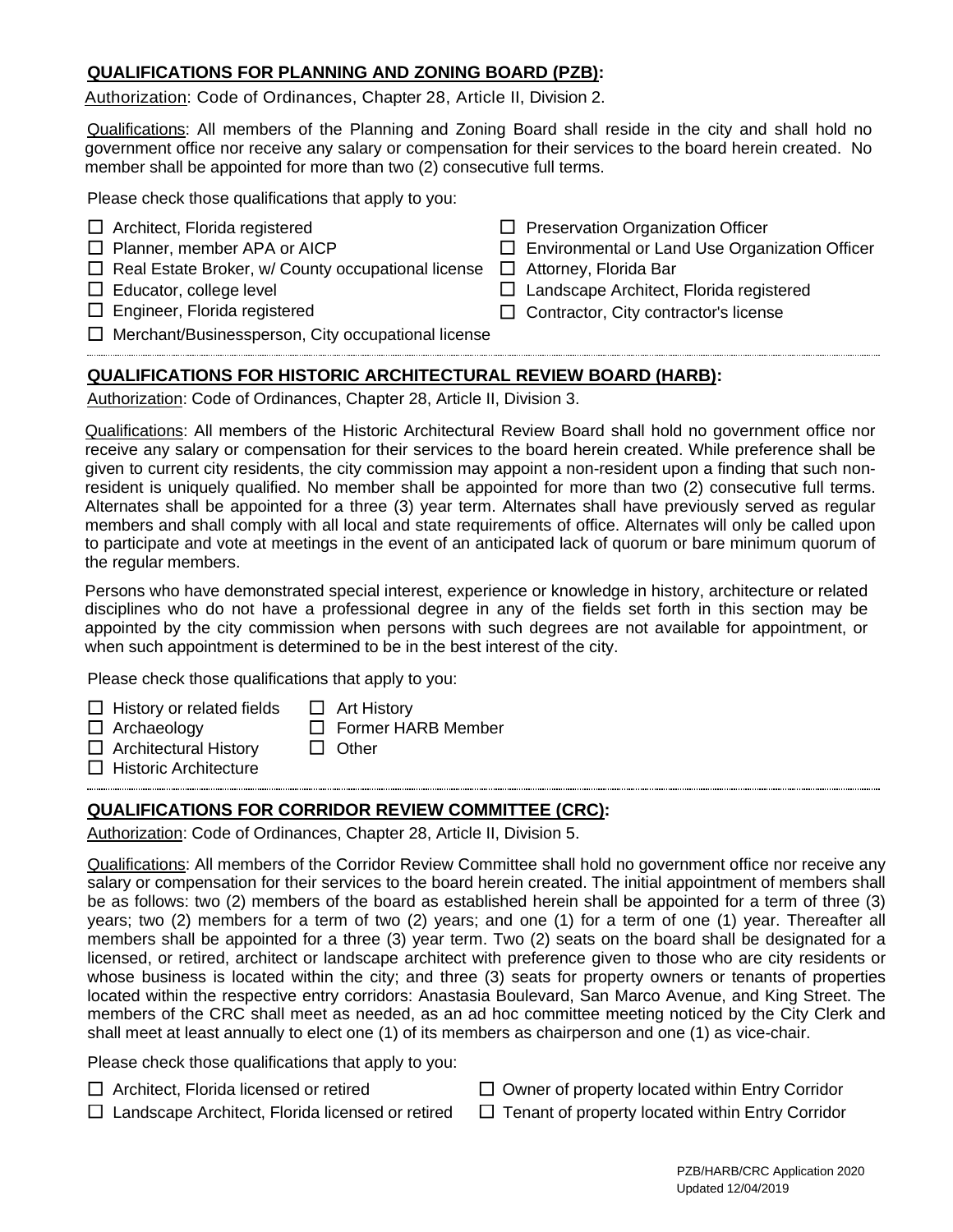## **QUALIFICATIONS FOR PLANNING AND ZONING BOARD (PZB):**

Authorization: Code of Ordinances, Chapter 28, Article II, Division 2.

Qualifications: All members of the Planning and Zoning Board shall reside in the city and shall hold no government office nor receive any salary or compensation for their services to the board herein created. No member shall be appointed for more than two (2) consecutive full terms.

Please check those qualifications that apply to you:

- ☐ Architect, Florida registered
- ☐ Planner, member APA or AICP
- ☐ Real Estate Broker, w/ County occupational license
- ☐ Educator, college level
- ☐ Engineer, Florida registered
- ☐ Merchant/Businessperson, City occupational license
- ☐ Preservation Organization Officer
- ☐ Environmental or Land Use Organization Officer
- ☐ Attorney, Florida Bar
- ☐ Landscape Architect, Florida registered
- ☐ Contractor, City contractor's license

## **QUALIFICATIONS FOR HISTORIC ARCHITECTURAL REVIEW BOARD (HARB):**

Authorization: Code of Ordinances, Chapter 28, Article II, Division 3.

Qualifications: All members of the Historic Architectural Review Board shall hold no government office nor receive any salary or compensation for their services to the board herein created. While preference shall be given to current city residents, the city commission may appoint a non-resident upon a finding that such non-resident is uniquely qualified. No member shall be appointed for more than two (2) consecutive full terms. Alternates shall be appointed for a three (3) year term. Alternates shall have previously served as regular members and shall comply with all local and state requirements of office. Alternates will only be called upon to participate and vote at meetings in the event of an anticipated lack of quorum or bare minimum quorum of the regular members.

Persons who have demonstrated special interest, experience or knowledge in history, architecture or related disciplines who do not have a professional degree in any of the fields set forth in this section may be appointed by the city commission when persons with such degrees are not available for appointment, or when such appointment is determined to be in the best interest of the city.

Please check those qualifications that apply to you:

- ☐ History or related fields
- ☐ Archaeology
- ☐ Architectural History
- ☐ Historic Architecture
- ☐ Art History
- ☐ Former HARB Member
- ☐ Other

## **QUALIFICATIONS FOR CORRIDOR REVIEW COMMITTEE (CRC):**

Authorization: Code of Ordinances, Chapter 28, Article II, Division 5.

Qualifications: All members of the Corridor Review Committee shall hold no government office nor receive any salary or compensation for their services to the board herein created. The initial appointment of members shall be as follows: two (2) members of the board as established herein shall be appointed for a term of three (3) years; two (2) members for a term of two (2) years; and one (1) for a term of one (1) year. Thereafter all members shall be appointed for a three (3) year term. Two (2) seats on the board shall be designated for a licensed, or retired, architect or landscape architect with preference given to those who are city residents or whose business is located within the city; and three (3) seats for property owners or tenants of properties located within the respective entry corridors: Anastasia Boulevard, San Marco Avenue, and King Street. The members of the CRC shall meet as needed, as an ad hoc committee meeting noticed by the City Clerk and shall meet at least annually to elect one (1) of its members as chairperson and one (1) as vice-chair.

Please check those qualifications that apply to you:

- ☐ Architect, Florida licensed or retired
- ☐ Landscape Architect, Florida licensed or retired
- ☐ Owner of property located within Entry Corridor
- ☐ Tenant of property located within Entry Corridor

PZB/HARB/CRC Application 2020
Updated 12/04/2019